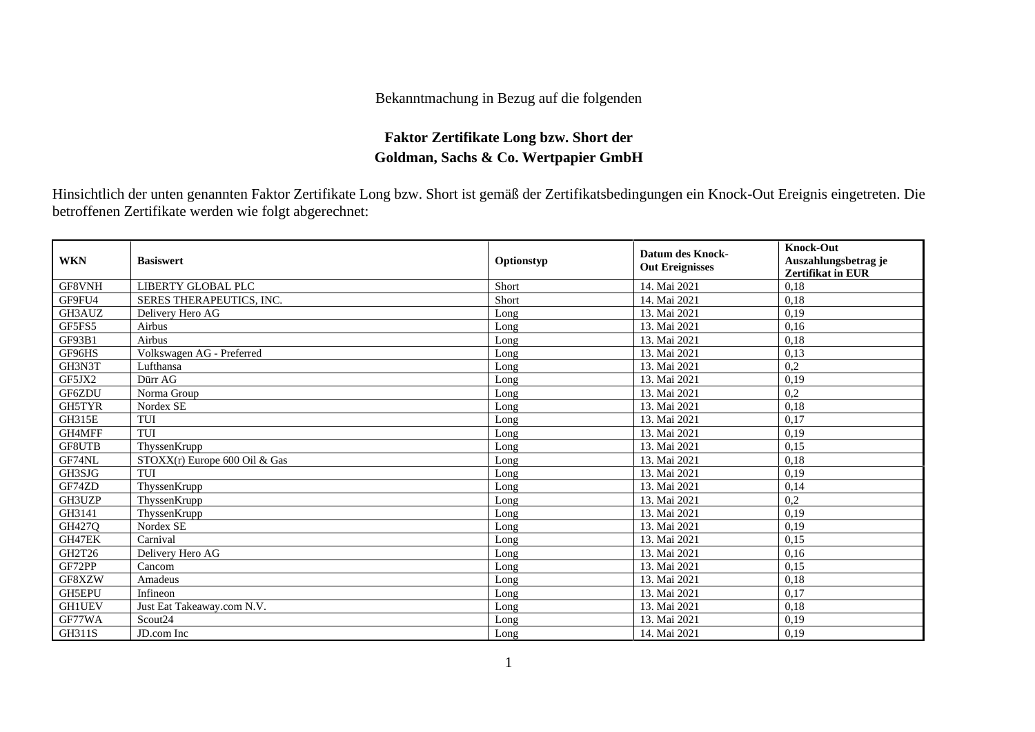Bekanntmachung in Bezug auf die folgenden

**Faktor Zertifikate Long bzw. Short der**
**Goldman, Sachs & Co. Wertpapier GmbH**

Hinsichtlich der unten genannten Faktor Zertifikate Long bzw. Short ist gemäß der Zertifikatsbedingungen ein Knock-Out Ereignis eingetreten. Die betroffenen Zertifikate werden wie folgt abgerechnet:

| WKN | Basiswert | Optionstyp | Datum des Knock-Out Ereignisses | Knock-Out Auszahlungsbetrag je Zertifikat in EUR |
|---|---|---|---|---|
| GF8VNH | LIBERTY GLOBAL PLC | Short | 14. Mai 2021 | 0,18 |
| GF9FU4 | SERES THERAPEUTICS, INC. | Short | 14. Mai 2021 | 0,18 |
| GH3AUZ | Delivery Hero AG | Long | 13. Mai 2021 | 0,19 |
| GF5FS5 | Airbus | Long | 13. Mai 2021 | 0,16 |
| GF93B1 | Airbus | Long | 13. Mai 2021 | 0,18 |
| GF96HS | Volkswagen AG - Preferred | Long | 13. Mai 2021 | 0,13 |
| GH3N3T | Lufthansa | Long | 13. Mai 2021 | 0,2 |
| GF5JX2 | Dürr AG | Long | 13. Mai 2021 | 0,19 |
| GF6ZDU | Norma Group | Long | 13. Mai 2021 | 0,2 |
| GH5TYR | Nordex SE | Long | 13. Mai 2021 | 0,18 |
| GH315E | TUI | Long | 13. Mai 2021 | 0,17 |
| GH4MFF | TUI | Long | 13. Mai 2021 | 0,19 |
| GF8UTB | ThyssenKrupp | Long | 13. Mai 2021 | 0,15 |
| GF74NL | STOXX(r) Europe 600 Oil & Gas | Long | 13. Mai 2021 | 0,18 |
| GH3SJG | TUI | Long | 13. Mai 2021 | 0,19 |
| GF74ZD | ThyssenKrupp | Long | 13. Mai 2021 | 0,14 |
| GH3UZP | ThyssenKrupp | Long | 13. Mai 2021 | 0,2 |
| GH3141 | ThyssenKrupp | Long | 13. Mai 2021 | 0,19 |
| GH427Q | Nordex SE | Long | 13. Mai 2021 | 0,19 |
| GH47EK | Carnival | Long | 13. Mai 2021 | 0,15 |
| GH2T26 | Delivery Hero AG | Long | 13. Mai 2021 | 0,16 |
| GF72PP | Cancom | Long | 13. Mai 2021 | 0,15 |
| GF8XZW | Amadeus | Long | 13. Mai 2021 | 0,18 |
| GH5EPU | Infineon | Long | 13. Mai 2021 | 0,17 |
| GH1UEV | Just Eat Takeaway.com N.V. | Long | 13. Mai 2021 | 0,18 |
| GF77WA | Scout24 | Long | 13. Mai 2021 | 0,19 |
| GH311S | JD.com Inc | Long | 14. Mai 2021 | 0,19 |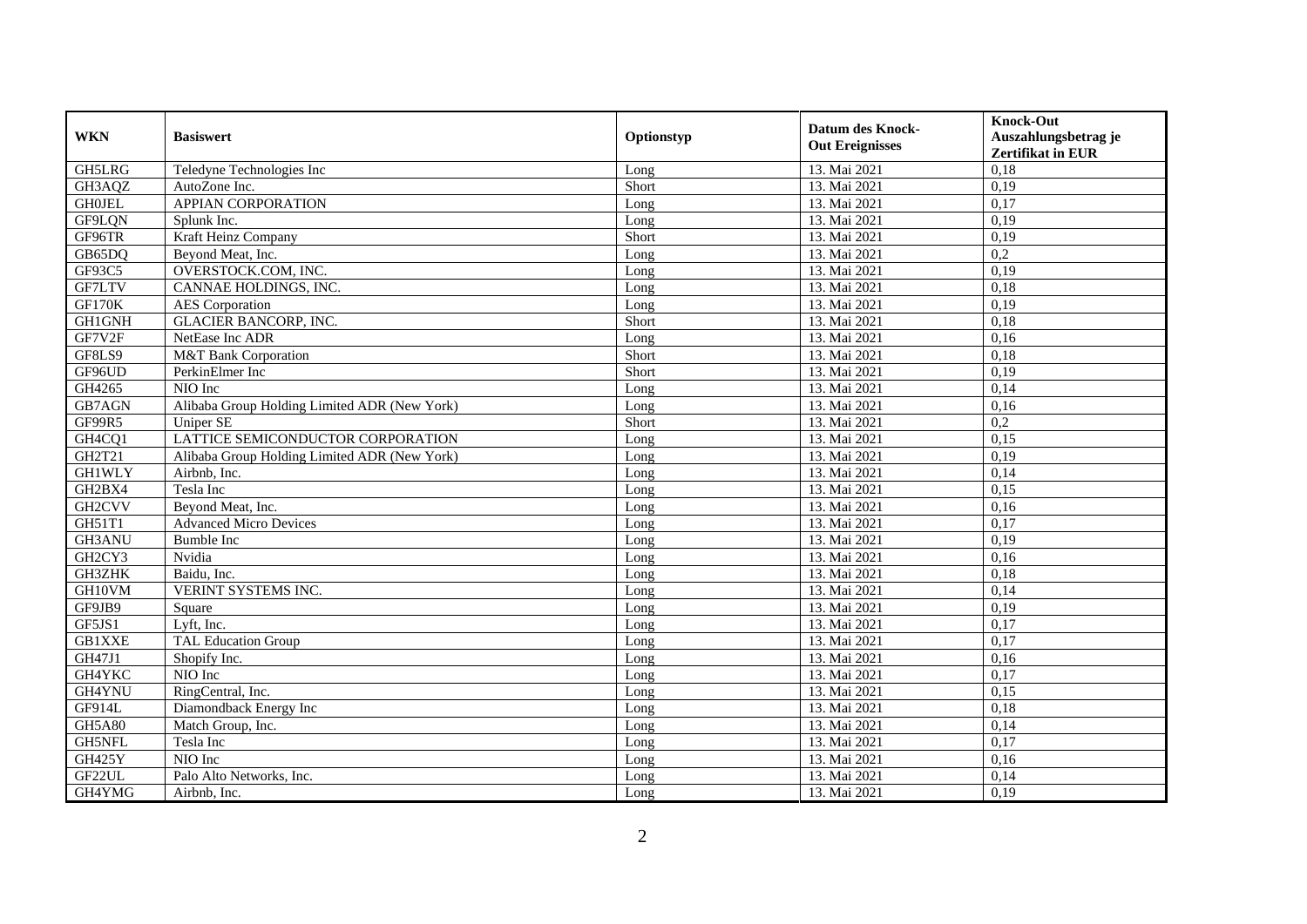| WKN | Basiswert | Optionstyp | Datum des Knock-Out Ereignisses | Knock-Out Auszahlungsbetrag je Zertifikat in EUR |
|---|---|---|---|---|
| GH5LRG | Teledyne Technologies Inc | Long | 13. Mai 2021 | 0,18 |
| GH3AQZ | AutoZone Inc. | Short | 13. Mai 2021 | 0,19 |
| GH0JEL | APPIAN CORPORATION | Long | 13. Mai 2021 | 0,17 |
| GF9LQN | Splunk Inc. | Long | 13. Mai 2021 | 0,19 |
| GF96TR | Kraft Heinz Company | Short | 13. Mai 2021 | 0,19 |
| GB65DQ | Beyond Meat, Inc. | Long | 13. Mai 2021 | 0,2 |
| GF93C5 | OVERSTOCK.COM, INC. | Long | 13. Mai 2021 | 0,19 |
| GF7LTV | CANNAE HOLDINGS, INC. | Long | 13. Mai 2021 | 0,18 |
| GF170K | AES Corporation | Long | 13. Mai 2021 | 0,19 |
| GH1GNH | GLACIER BANCORP, INC. | Short | 13. Mai 2021 | 0,18 |
| GF7V2F | NetEase Inc ADR | Long | 13. Mai 2021 | 0,16 |
| GF8LS9 | M&T Bank Corporation | Short | 13. Mai 2021 | 0,18 |
| GF96UD | PerkinElmer Inc | Short | 13. Mai 2021 | 0,19 |
| GH4265 | NIO Inc | Long | 13. Mai 2021 | 0,14 |
| GB7AGN | Alibaba Group Holding Limited ADR (New York) | Long | 13. Mai 2021 | 0,16 |
| GF99R5 | Uniper SE | Short | 13. Mai 2021 | 0,2 |
| GH4CQ1 | LATTICE SEMICONDUCTOR CORPORATION | Long | 13. Mai 2021 | 0,15 |
| GH2T21 | Alibaba Group Holding Limited ADR (New York) | Long | 13. Mai 2021 | 0,19 |
| GH1WLY | Airbnb, Inc. | Long | 13. Mai 2021 | 0,14 |
| GH2BX4 | Tesla Inc | Long | 13. Mai 2021 | 0,15 |
| GH2CVV | Beyond Meat, Inc. | Long | 13. Mai 2021 | 0,16 |
| GH51T1 | Advanced Micro Devices | Long | 13. Mai 2021 | 0,17 |
| GH3ANU | Bumble Inc | Long | 13. Mai 2021 | 0,19 |
| GH2CY3 | Nvidia | Long | 13. Mai 2021 | 0,16 |
| GH3ZHK | Baidu, Inc. | Long | 13. Mai 2021 | 0,18 |
| GH10VM | VERINT SYSTEMS INC. | Long | 13. Mai 2021 | 0,14 |
| GF9JB9 | Square | Long | 13. Mai 2021 | 0,19 |
| GF5JS1 | Lyft, Inc. | Long | 13. Mai 2021 | 0,17 |
| GB1XXE | TAL Education Group | Long | 13. Mai 2021 | 0,17 |
| GH47J1 | Shopify Inc. | Long | 13. Mai 2021 | 0,16 |
| GH4YKC | NIO Inc | Long | 13. Mai 2021 | 0,17 |
| GH4YNU | RingCentral, Inc. | Long | 13. Mai 2021 | 0,15 |
| GF914L | Diamondback Energy Inc | Long | 13. Mai 2021 | 0,18 |
| GH5A80 | Match Group, Inc. | Long | 13. Mai 2021 | 0,14 |
| GH5NFL | Tesla Inc | Long | 13. Mai 2021 | 0,17 |
| GH425Y | NIO Inc | Long | 13. Mai 2021 | 0,16 |
| GF22UL | Palo Alto Networks, Inc. | Long | 13. Mai 2021 | 0,14 |
| GH4YMG | Airbnb, Inc. | Long | 13. Mai 2021 | 0,19 |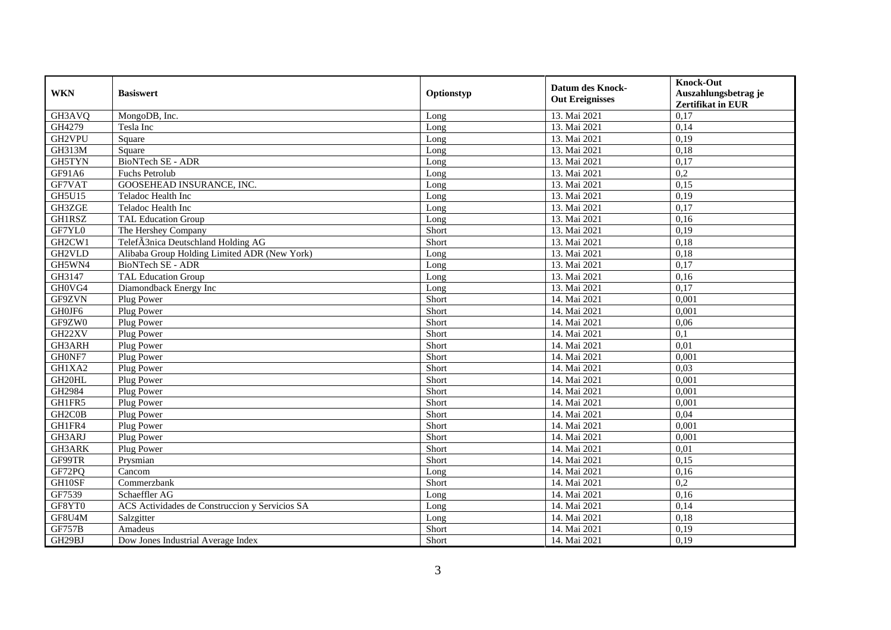| WKN | Basiswert | Optionstyp | Datum des Knock-Out Ereignisses | Knock-Out Auszahlungsbetrag je Zertifikat in EUR |
|---|---|---|---|---|
| GH3AVQ | MongoDB, Inc. | Long | 13. Mai 2021 | 0,17 |
| GH4279 | Tesla Inc | Long | 13. Mai 2021 | 0,14 |
| GH2VPU | Square | Long | 13. Mai 2021 | 0,19 |
| GH313M | Square | Long | 13. Mai 2021 | 0,18 |
| GH5TYN | BioNTech SE - ADR | Long | 13. Mai 2021 | 0,17 |
| GF91A6 | Fuchs Petrolub | Long | 13. Mai 2021 | 0,2 |
| GF7VAT | GOOSEHEAD INSURANCE, INC. | Long | 13. Mai 2021 | 0,15 |
| GH5U15 | Teladoc Health Inc | Long | 13. Mai 2021 | 0,19 |
| GH3ZGE | Teladoc Health Inc | Long | 13. Mai 2021 | 0,17 |
| GH1RSZ | TAL Education Group | Long | 13. Mai 2021 | 0,16 |
| GF7YL0 | The Hershey Company | Short | 13. Mai 2021 | 0,19 |
| GH2CW1 | TelefÃ3nica Deutschland Holding AG | Short | 13. Mai 2021 | 0,18 |
| GH2VLD | Alibaba Group Holding Limited ADR (New York) | Long | 13. Mai 2021 | 0,18 |
| GH5WN4 | BioNTech SE - ADR | Long | 13. Mai 2021 | 0,17 |
| GH3147 | TAL Education Group | Long | 13. Mai 2021 | 0,16 |
| GH0VG4 | Diamondback Energy Inc | Long | 13. Mai 2021 | 0,17 |
| GF9ZVN | Plug Power | Short | 14. Mai 2021 | 0,001 |
| GH0JF6 | Plug Power | Short | 14. Mai 2021 | 0,001 |
| GF9ZW0 | Plug Power | Short | 14. Mai 2021 | 0,06 |
| GH22XV | Plug Power | Short | 14. Mai 2021 | 0,1 |
| GH3ARH | Plug Power | Short | 14. Mai 2021 | 0,01 |
| GH0NF7 | Plug Power | Short | 14. Mai 2021 | 0,001 |
| GH1XA2 | Plug Power | Short | 14. Mai 2021 | 0,03 |
| GH20HL | Plug Power | Short | 14. Mai 2021 | 0,001 |
| GH2984 | Plug Power | Short | 14. Mai 2021 | 0,001 |
| GH1FR5 | Plug Power | Short | 14. Mai 2021 | 0,001 |
| GH2C0B | Plug Power | Short | 14. Mai 2021 | 0,04 |
| GH1FR4 | Plug Power | Short | 14. Mai 2021 | 0,001 |
| GH3ARJ | Plug Power | Short | 14. Mai 2021 | 0,001 |
| GH3ARK | Plug Power | Short | 14. Mai 2021 | 0,01 |
| GF99TR | Prysmian | Short | 14. Mai 2021 | 0,15 |
| GF72PQ | Cancom | Long | 14. Mai 2021 | 0,16 |
| GH10SF | Commerzbank | Short | 14. Mai 2021 | 0,2 |
| GF7539 | Schaeffler AG | Long | 14. Mai 2021 | 0,16 |
| GF8YT0 | ACS Actividades de Construccion y Servicios SA | Long | 14. Mai 2021 | 0,14 |
| GF8U4M | Salzgitter | Long | 14. Mai 2021 | 0,18 |
| GF757B | Amadeus | Short | 14. Mai 2021 | 0,19 |
| GH29BJ | Dow Jones Industrial Average Index | Short | 14. Mai 2021 | 0,19 |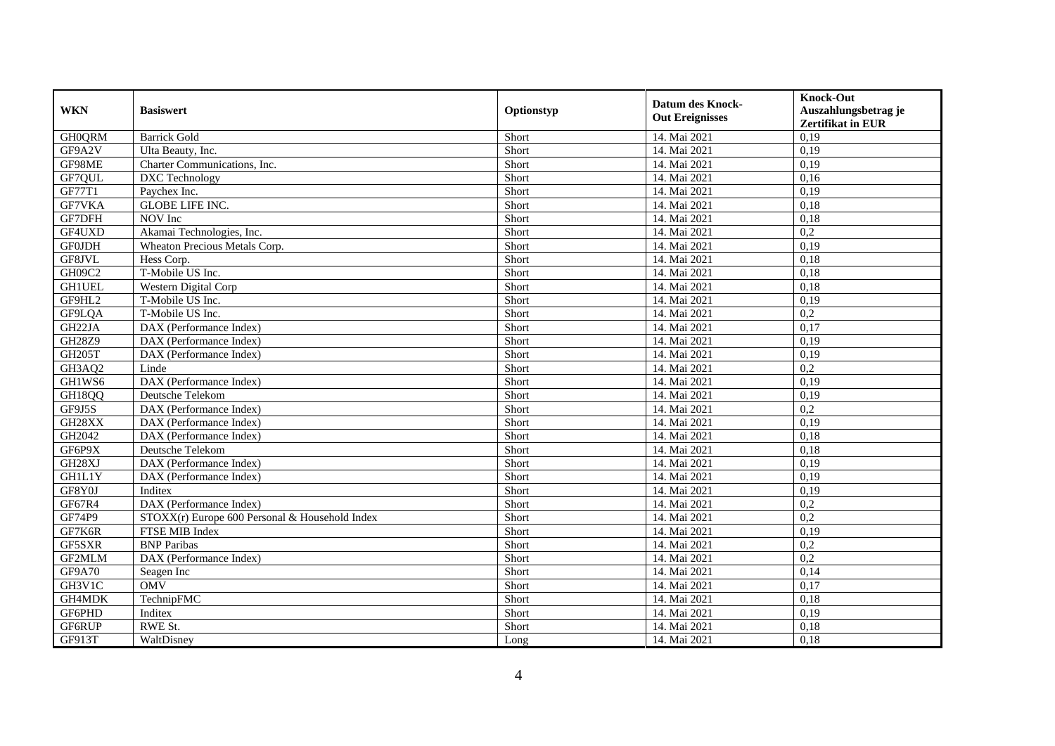| WKN | Basiswert | Optionstyp | Datum des Knock-Out Ereignisses | Knock-Out Auszahlungsbetrag je Zertifikat in EUR |
|---|---|---|---|---|
| GH0QRM | Barrick Gold | Short | 14. Mai 2021 | 0,19 |
| GF9A2V | Ulta Beauty, Inc. | Short | 14. Mai 2021 | 0,19 |
| GF98ME | Charter Communications, Inc. | Short | 14. Mai 2021 | 0,19 |
| GF7QUL | DXC Technology | Short | 14. Mai 2021 | 0,16 |
| GF77T1 | Paychex Inc. | Short | 14. Mai 2021 | 0,19 |
| GF7VKA | GLOBE LIFE INC. | Short | 14. Mai 2021 | 0,18 |
| GF7DFH | NOV Inc | Short | 14. Mai 2021 | 0,18 |
| GF4UXD | Akamai Technologies, Inc. | Short | 14. Mai 2021 | 0,2 |
| GF0JDH | Wheaton Precious Metals Corp. | Short | 14. Mai 2021 | 0,19 |
| GF8JVL | Hess Corp. | Short | 14. Mai 2021 | 0,18 |
| GH09C2 | T-Mobile US Inc. | Short | 14. Mai 2021 | 0,18 |
| GH1UEL | Western Digital Corp | Short | 14. Mai 2021 | 0,18 |
| GF9HL2 | T-Mobile US Inc. | Short | 14. Mai 2021 | 0,19 |
| GF9LQA | T-Mobile US Inc. | Short | 14. Mai 2021 | 0,2 |
| GH22JA | DAX (Performance Index) | Short | 14. Mai 2021 | 0,17 |
| GH28Z9 | DAX (Performance Index) | Short | 14. Mai 2021 | 0,19 |
| GH205T | DAX (Performance Index) | Short | 14. Mai 2021 | 0,19 |
| GH3AQ2 | Linde | Short | 14. Mai 2021 | 0,2 |
| GH1WS6 | DAX (Performance Index) | Short | 14. Mai 2021 | 0,19 |
| GH18QQ | Deutsche Telekom | Short | 14. Mai 2021 | 0,19 |
| GF9J5S | DAX (Performance Index) | Short | 14. Mai 2021 | 0,2 |
| GH28XX | DAX (Performance Index) | Short | 14. Mai 2021 | 0,19 |
| GH2042 | DAX (Performance Index) | Short | 14. Mai 2021 | 0,18 |
| GF6P9X | Deutsche Telekom | Short | 14. Mai 2021 | 0,18 |
| GH28XJ | DAX (Performance Index) | Short | 14. Mai 2021 | 0,19 |
| GH1L1Y | DAX (Performance Index) | Short | 14. Mai 2021 | 0,19 |
| GF8Y0J | Inditex | Short | 14. Mai 2021 | 0,19 |
| GF67R4 | DAX (Performance Index) | Short | 14. Mai 2021 | 0,2 |
| GF74P9 | STOXX(r) Europe 600 Personal & Household Index | Short | 14. Mai 2021 | 0,2 |
| GF7K6R | FTSE MIB Index | Short | 14. Mai 2021 | 0,19 |
| GF5SXR | BNP Paribas | Short | 14. Mai 2021 | 0,2 |
| GF2MLM | DAX (Performance Index) | Short | 14. Mai 2021 | 0,2 |
| GF9A70 | Seagen Inc | Short | 14. Mai 2021 | 0,14 |
| GH3V1C | OMV | Short | 14. Mai 2021 | 0,17 |
| GH4MDK | TechnipFMC | Short | 14. Mai 2021 | 0,18 |
| GF6PHD | Inditex | Short | 14. Mai 2021 | 0,19 |
| GF6RUP | RWE St. | Short | 14. Mai 2021 | 0,18 |
| GF913T | WaltDisney | Long | 14. Mai 2021 | 0,18 |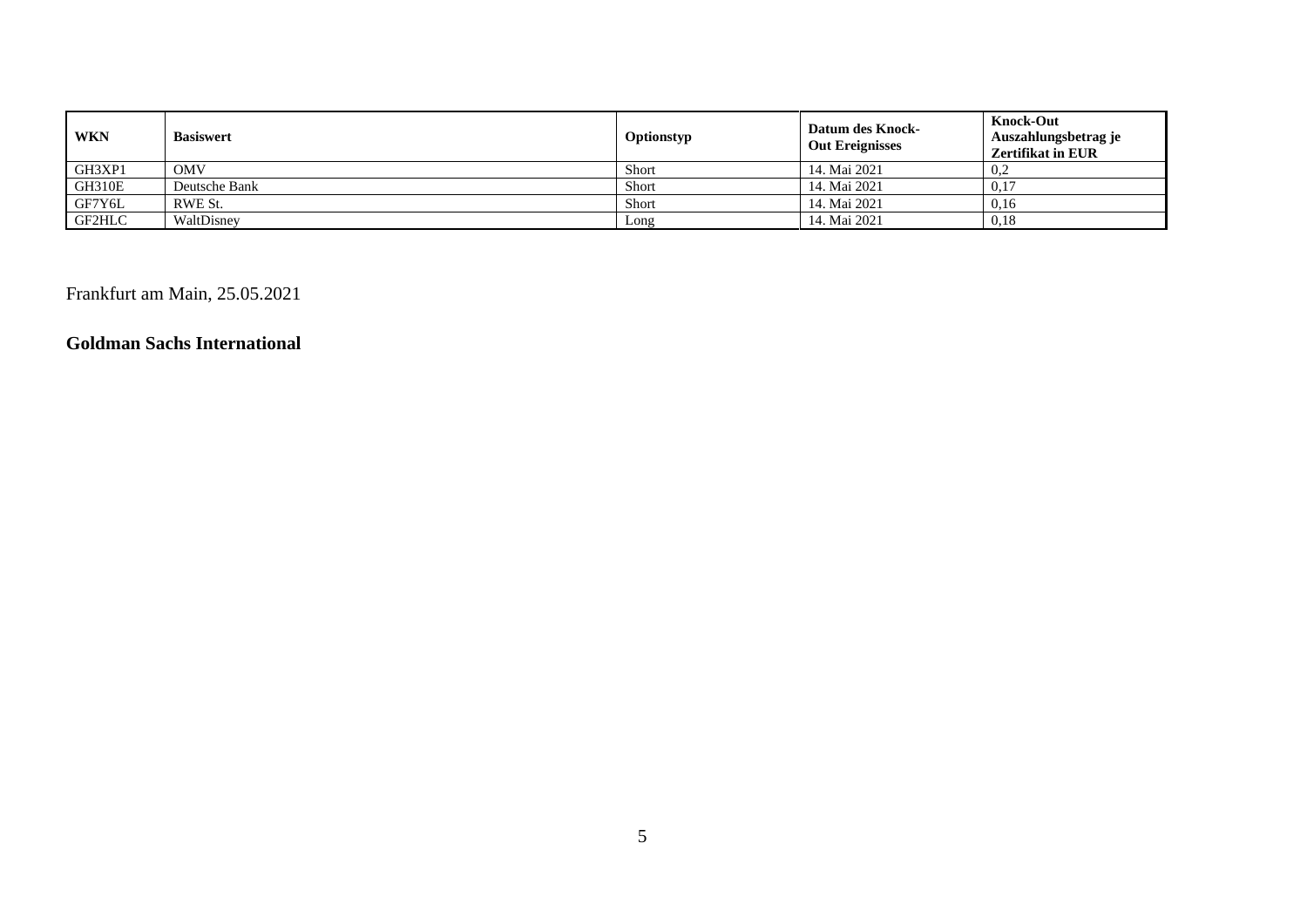| **WKN** | **Basiswert** | **Optionstyp** | **Datum des Knock-Out Ereignisses** | **Knock-Out Auszahlungsbetrag je Zertifikat in EUR** |
|---|---|---|---|---|
| GH3XP1 | OMV | Short | 14. Mai 2021 | 0,2 |
| GH310E | Deutsche Bank | Short | 14. Mai 2021 | 0,17 |
| GF7Y6L | RWE St. | Short | 14. Mai 2021 | 0,16 |
| GF2HLC | WaltDisney | Long | 14. Mai 2021 | 0,18 |

Frankfurt am Main, 25.05.2021

**Goldman Sachs International**